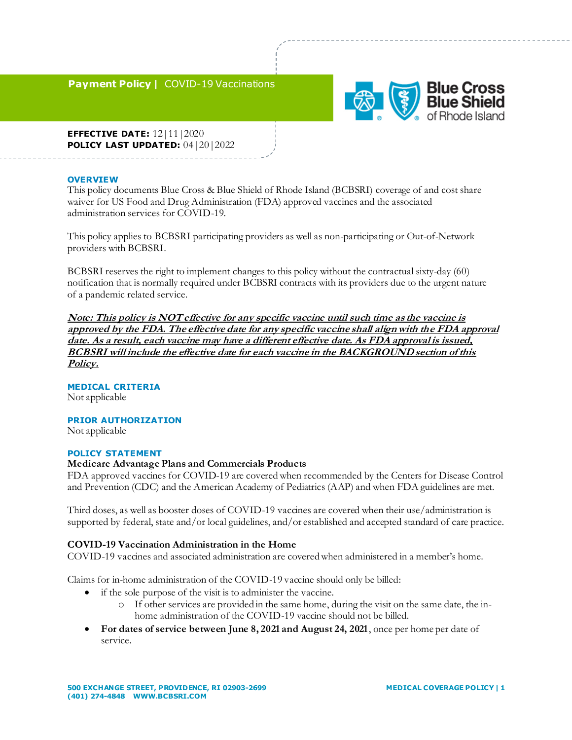# Payment Policy | COVID-19 Vaccinations

**EFFECTIVE DATE:** 12|11|2020
**POLICY LAST UPDATED:** 04|20|2022

## OVERVIEW

This policy documents Blue Cross & Blue Shield of Rhode Island (BCBSRI) coverage of and cost share waiver for US Food and Drug Administration (FDA) approved vaccines and the associated administration services for COVID-19.

This policy applies to BCBSRI participating providers as well as non-participating or Out-of-Network providers with BCBSRI.

BCBSRI reserves the right to implement changes to this policy without the contractual sixty-day (60) notification that is normally required under BCBSRI contracts with its providers due to the urgent nature of a pandemic related service.

***Note: This policy is NOT effective for any specific vaccine until such time as the vaccine is approved by the FDA. The effective date for any specific vaccine shall align with the FDA approval date. As a result, each vaccine may have a different effective date. As FDA approval is issued, BCBSRI will include the effective date for each vaccine in the BACKGROUND section of this Policy.***

## MEDICAL CRITERIA

Not applicable

## PRIOR AUTHORIZATION

Not applicable

## POLICY STATEMENT

**Medicare Advantage Plans and Commercials Products**

FDA approved vaccines for COVID-19 are covered when recommended by the Centers for Disease Control and Prevention (CDC) and the American Academy of Pediatrics (AAP) and when FDA guidelines are met.

Third doses, as well as booster doses of COVID-19 vaccines are covered when their use/administration is supported by federal, state and/or local guidelines, and/or established and accepted standard of care practice.

**COVID-19 Vaccination Administration in the Home**

COVID-19 vaccines and associated administration are covered when administered in a member's home.

Claims for in-home administration of the COVID-19 vaccine should only be billed:

- if the sole purpose of the visit is to administer the vaccine.
  - If other services are provided in the same home, during the visit on the same date, the in-home administration of the COVID-19 vaccine should not be billed.
- **For dates of service between June 8, 2021 and August 24, 2021**, once per home per date of service.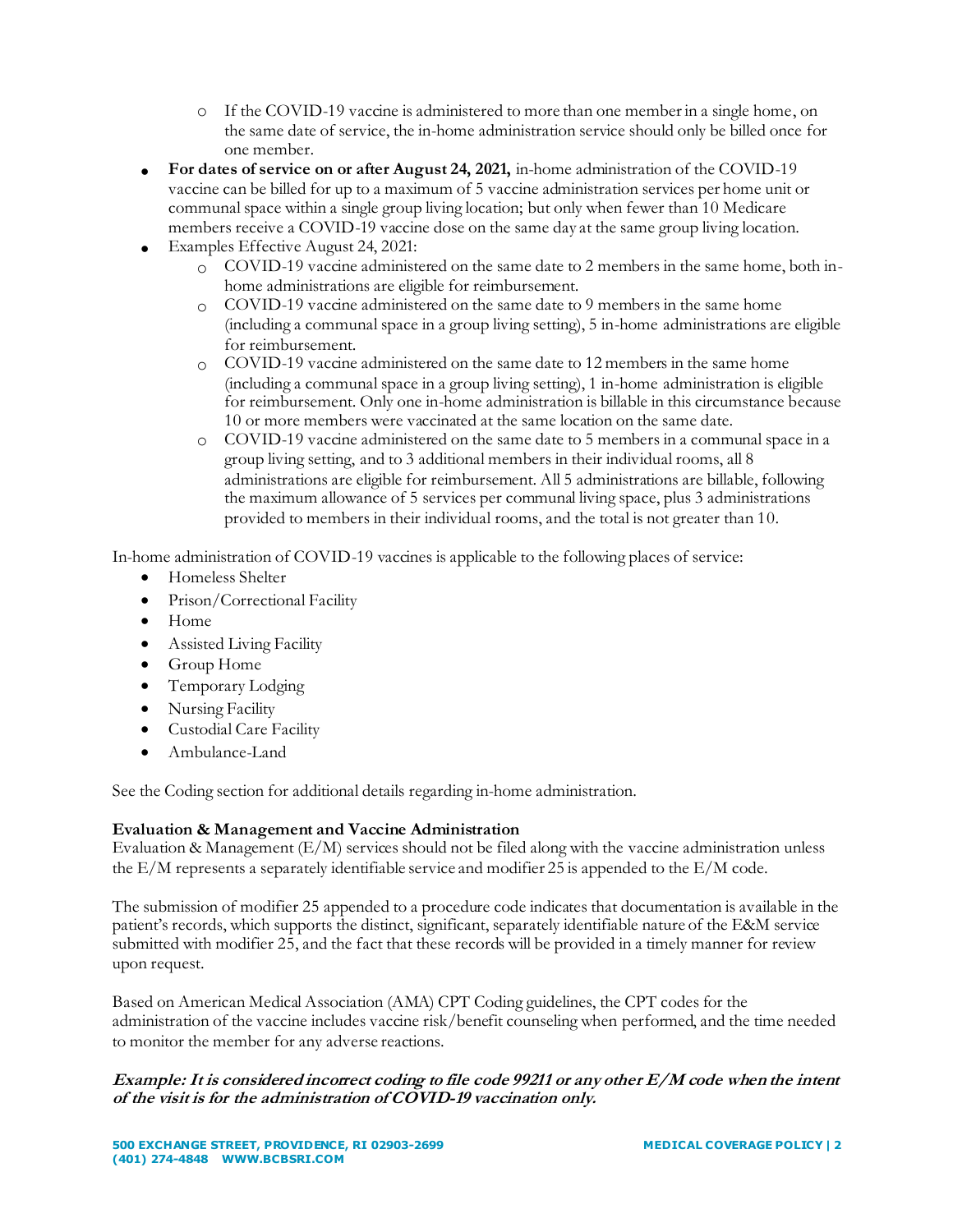- If the COVID-19 vaccine is administered to more than one member in a single home, on the same date of service, the in-home administration service should only be billed once for one member.
- **For dates of service on or after August 24, 2021,** in-home administration of the COVID-19 vaccine can be billed for up to a maximum of 5 vaccine administration services per home unit or communal space within a single group living location; but only when fewer than 10 Medicare members receive a COVID-19 vaccine dose on the same day at the same group living location.
- Examples Effective August 24, 2021:
  - COVID-19 vaccine administered on the same date to 2 members in the same home, both in-home administrations are eligible for reimbursement.
  - COVID-19 vaccine administered on the same date to 9 members in the same home (including a communal space in a group living setting), 5 in-home administrations are eligible for reimbursement.
  - COVID-19 vaccine administered on the same date to 12 members in the same home (including a communal space in a group living setting), 1 in-home administration is eligible for reimbursement. Only one in-home administration is billable in this circumstance because 10 or more members were vaccinated at the same location on the same date.
  - COVID-19 vaccine administered on the same date to 5 members in a communal space in a group living setting, and to 3 additional members in their individual rooms, all 8 administrations are eligible for reimbursement. All 5 administrations are billable, following the maximum allowance of 5 services per communal living space, plus 3 administrations provided to members in their individual rooms, and the total is not greater than 10.

In-home administration of COVID-19 vaccines is applicable to the following places of service:

- Homeless Shelter
- Prison/Correctional Facility
- Home
- Assisted Living Facility
- Group Home
- Temporary Lodging
- Nursing Facility
- Custodial Care Facility
- Ambulance-Land

See the Coding section for additional details regarding in-home administration.

**Evaluation & Management and Vaccine Administration**

Evaluation & Management (E/M) services should not be filed along with the vaccine administration unless the E/M represents a separately identifiable service and modifier 25 is appended to the E/M code.

The submission of modifier 25 appended to a procedure code indicates that documentation is available in the patient's records, which supports the distinct, significant, separately identifiable nature of the E&M service submitted with modifier 25, and the fact that these records will be provided in a timely manner for review upon request.

Based on American Medical Association (AMA) CPT Coding guidelines, the CPT codes for the administration of the vaccine includes vaccine risk/benefit counseling when performed, and the time needed to monitor the member for any adverse reactions.

***Example: It is considered incorrect coding to file code 99211 or any other E/M code when the intent of the visit is for the administration of COVID-19 vaccination only.***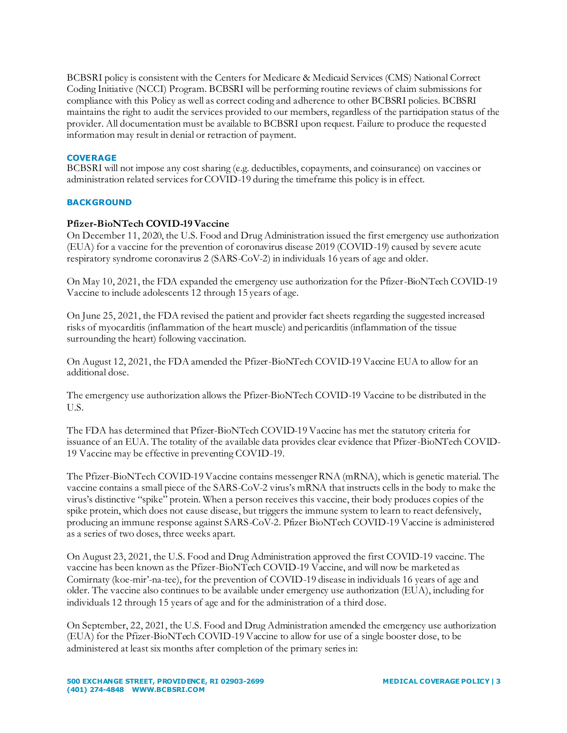BCBSRI policy is consistent with the Centers for Medicare & Medicaid Services (CMS) National Correct Coding Initiative (NCCI) Program. BCBSRI will be performing routine reviews of claim submissions for compliance with this Policy as well as correct coding and adherence to other BCBSRI policies. BCBSRI maintains the right to audit the services provided to our members, regardless of the participation status of the provider. All documentation must be available to BCBSRI upon request. Failure to produce the requested information may result in denial or retraction of payment.

## COVERAGE

BCBSRI will not impose any cost sharing (e.g. deductibles, copayments, and coinsurance) on vaccines or administration related services for COVID-19 during the timeframe this policy is in effect.

## BACKGROUND

**Pfizer-BioNTech COVID-19 Vaccine**

On December 11, 2020, the U.S. Food and Drug Administration issued the first emergency use authorization (EUA) for a vaccine for the prevention of coronavirus disease 2019 (COVID-19) caused by severe acute respiratory syndrome coronavirus 2 (SARS-CoV-2) in individuals 16 years of age and older.

On May 10, 2021, the FDA expanded the emergency use authorization for the Pfizer-BioNTech COVID-19 Vaccine to include adolescents 12 through 15 years of age.

On June 25, 2021, the FDA revised the patient and provider fact sheets regarding the suggested increased risks of myocarditis (inflammation of the heart muscle) and pericarditis (inflammation of the tissue surrounding the heart) following vaccination.

On August 12, 2021, the FDA amended the Pfizer-BioNTech COVID-19 Vaccine EUA to allow for an additional dose.

The emergency use authorization allows the Pfizer-BioNTech COVID-19 Vaccine to be distributed in the U.S.

The FDA has determined that Pfizer-BioNTech COVID-19 Vaccine has met the statutory criteria for issuance of an EUA. The totality of the available data provides clear evidence that Pfizer-BioNTech COVID-19 Vaccine may be effective in preventing COVID-19.

The Pfizer-BioNTech COVID-19 Vaccine contains messenger RNA (mRNA), which is genetic material. The vaccine contains a small piece of the SARS-CoV-2 virus's mRNA that instructs cells in the body to make the virus's distinctive "spike" protein. When a person receives this vaccine, their body produces copies of the spike protein, which does not cause disease, but triggers the immune system to learn to react defensively, producing an immune response against SARS-CoV-2. Pfizer BioNTech COVID-19 Vaccine is administered as a series of two doses, three weeks apart.

On August 23, 2021, the U.S. Food and Drug Administration approved the first COVID-19 vaccine. The vaccine has been known as the Pfizer-BioNTech COVID-19 Vaccine, and will now be marketed as Comirnaty (koe-mir'-na-tee), for the prevention of COVID-19 disease in individuals 16 years of age and older. The vaccine also continues to be available under emergency use authorization (EUA), including for individuals 12 through 15 years of age and for the administration of a third dose.

On September, 22, 2021, the U.S. Food and Drug Administration amended the emergency use authorization (EUA) for the Pfizer-BioNTech COVID-19 Vaccine to allow for use of a single booster dose, to be administered at least six months after completion of the primary series in: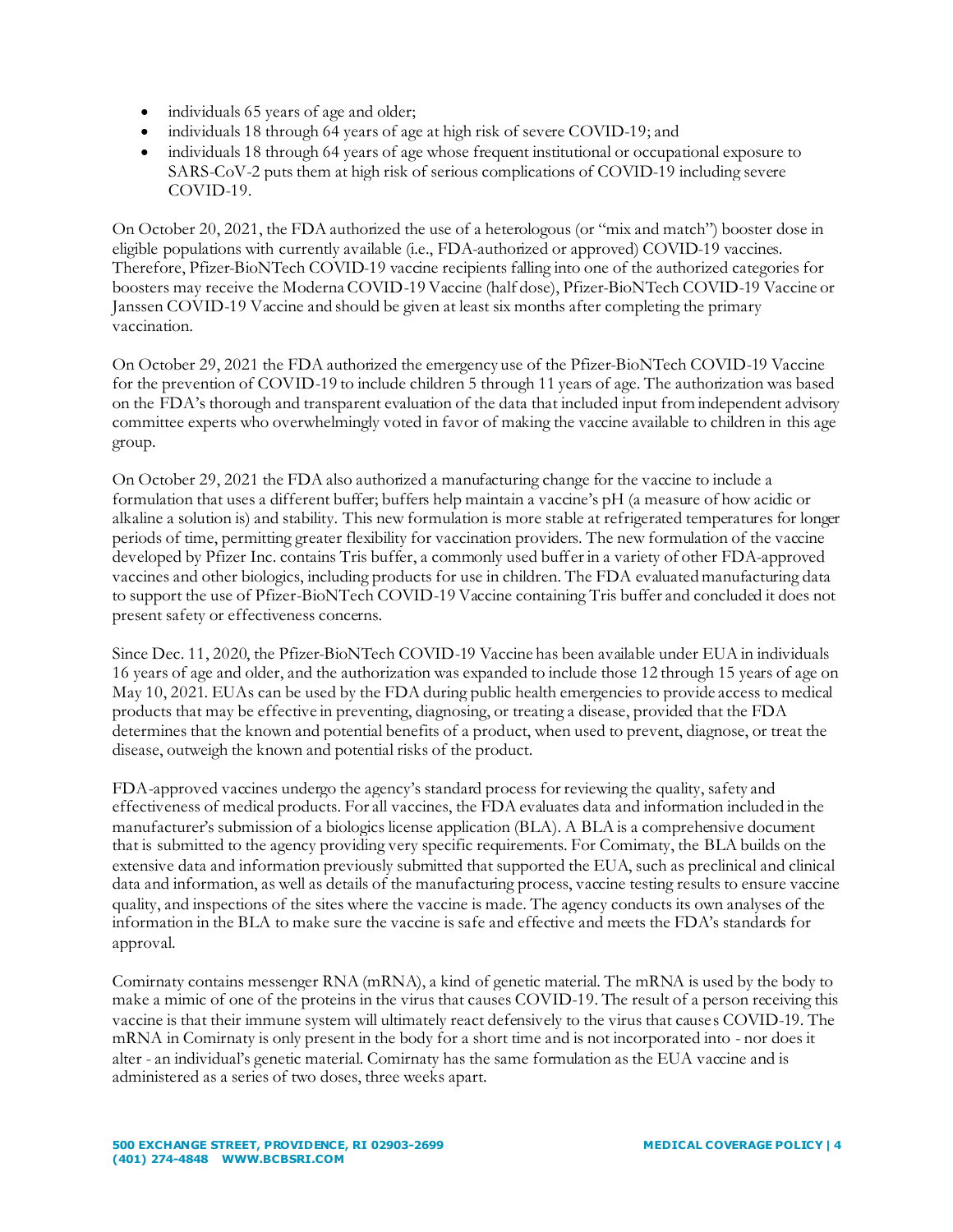- individuals 65 years of age and older;
- individuals 18 through 64 years of age at high risk of severe COVID-19; and
- individuals 18 through 64 years of age whose frequent institutional or occupational exposure to SARS-CoV-2 puts them at high risk of serious complications of COVID-19 including severe COVID-19.

On October 20, 2021, the FDA authorized the use of a heterologous (or "mix and match") booster dose in eligible populations with currently available (i.e., FDA-authorized or approved) COVID-19 vaccines. Therefore, Pfizer-BioNTech COVID-19 vaccine recipients falling into one of the authorized categories for boosters may receive the Moderna COVID-19 Vaccine (half dose), Pfizer-BioNTech COVID-19 Vaccine or Janssen COVID-19 Vaccine and should be given at least six months after completing the primary vaccination.

On October 29, 2021 the FDA authorized the emergency use of the Pfizer-BioNTech COVID-19 Vaccine for the prevention of COVID-19 to include children 5 through 11 years of age. The authorization was based on the FDA's thorough and transparent evaluation of the data that included input from independent advisory committee experts who overwhelmingly voted in favor of making the vaccine available to children in this age group.

On October 29, 2021 the FDA also authorized a manufacturing change for the vaccine to include a formulation that uses a different buffer; buffers help maintain a vaccine's pH (a measure of how acidic or alkaline a solution is) and stability. This new formulation is more stable at refrigerated temperatures for longer periods of time, permitting greater flexibility for vaccination providers. The new formulation of the vaccine developed by Pfizer Inc. contains Tris buffer, a commonly used buffer in a variety of other FDA-approved vaccines and other biologics, including products for use in children. The FDA evaluated manufacturing data to support the use of Pfizer-BioNTech COVID-19 Vaccine containing Tris buffer and concluded it does not present safety or effectiveness concerns.

Since Dec. 11, 2020, the Pfizer-BioNTech COVID-19 Vaccine has been available under EUA in individuals 16 years of age and older, and the authorization was expanded to include those 12 through 15 years of age on May 10, 2021. EUAs can be used by the FDA during public health emergencies to provide access to medical products that may be effective in preventing, diagnosing, or treating a disease, provided that the FDA determines that the known and potential benefits of a product, when used to prevent, diagnose, or treat the disease, outweigh the known and potential risks of the product.

FDA-approved vaccines undergo the agency's standard process for reviewing the quality, safety and effectiveness of medical products. For all vaccines, the FDA evaluates data and information included in the manufacturer's submission of a biologics license application (BLA). A BLA is a comprehensive document that is submitted to the agency providing very specific requirements. For Comirnaty, the BLA builds on the extensive data and information previously submitted that supported the EUA, such as preclinical and clinical data and information, as well as details of the manufacturing process, vaccine testing results to ensure vaccine quality, and inspections of the sites where the vaccine is made. The agency conducts its own analyses of the information in the BLA to make sure the vaccine is safe and effective and meets the FDA's standards for approval.

Comirnaty contains messenger RNA (mRNA), a kind of genetic material. The mRNA is used by the body to make a mimic of one of the proteins in the virus that causes COVID-19. The result of a person receiving this vaccine is that their immune system will ultimately react defensively to the virus that causes COVID-19. The mRNA in Comirnaty is only present in the body for a short time and is not incorporated into - nor does it alter - an individual's genetic material. Comirnaty has the same formulation as the EUA vaccine and is administered as a series of two doses, three weeks apart.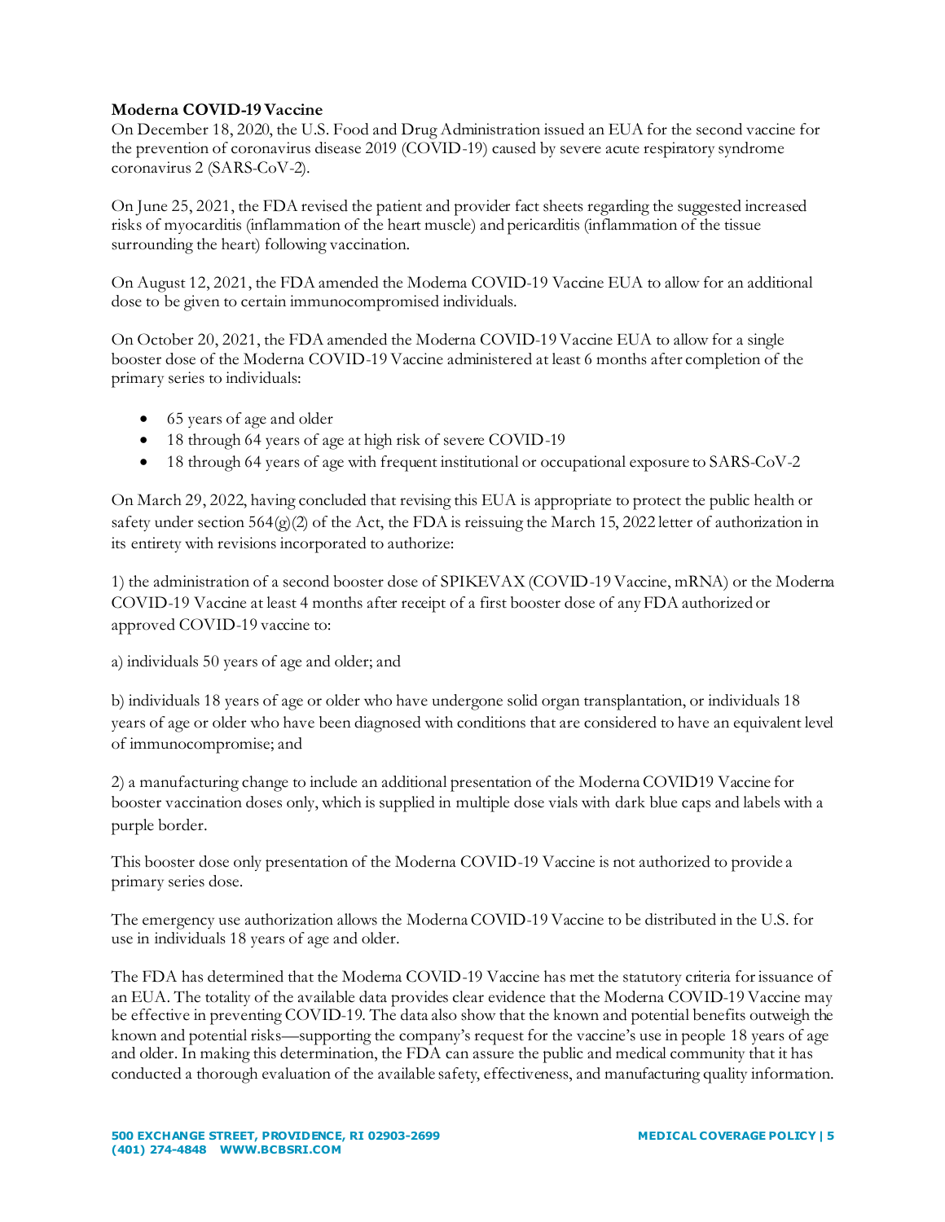**Moderna COVID-19 Vaccine**
On December 18, 2020, the U.S. Food and Drug Administration issued an EUA for the second vaccine for the prevention of coronavirus disease 2019 (COVID-19) caused by severe acute respiratory syndrome coronavirus 2 (SARS-CoV-2).

On June 25, 2021, the FDA revised the patient and provider fact sheets regarding the suggested increased risks of myocarditis (inflammation of the heart muscle) and pericarditis (inflammation of the tissue surrounding the heart) following vaccination.

On August 12, 2021, the FDA amended the Moderna COVID-19 Vaccine EUA to allow for an additional dose to be given to certain immunocompromised individuals.

On October 20, 2021, the FDA amended the Moderna COVID-19 Vaccine EUA to allow for a single booster dose of the Moderna COVID-19 Vaccine administered at least 6 months after completion of the primary series to individuals:

- 65 years of age and older
- 18 through 64 years of age at high risk of severe COVID-19
- 18 through 64 years of age with frequent institutional or occupational exposure to SARS-CoV-2

On March 29, 2022, having concluded that revising this EUA is appropriate to protect the public health or safety under section 564(g)(2) of the Act, the FDA is reissuing the March 15, 2022 letter of authorization in its entirety with revisions incorporated to authorize:

1) the administration of a second booster dose of SPIKEVAX (COVID-19 Vaccine, mRNA) or the Moderna COVID-19 Vaccine at least 4 months after receipt of a first booster dose of any FDA authorized or approved COVID-19 vaccine to:

a) individuals 50 years of age and older; and

b) individuals 18 years of age or older who have undergone solid organ transplantation, or individuals 18 years of age or older who have been diagnosed with conditions that are considered to have an equivalent level of immunocompromise; and

2) a manufacturing change to include an additional presentation of the Moderna COVID19 Vaccine for booster vaccination doses only, which is supplied in multiple dose vials with dark blue caps and labels with a purple border.

This booster dose only presentation of the Moderna COVID-19 Vaccine is not authorized to provide a primary series dose.

The emergency use authorization allows the Moderna COVID-19 Vaccine to be distributed in the U.S. for use in individuals 18 years of age and older.

The FDA has determined that the Moderna COVID-19 Vaccine has met the statutory criteria for issuance of an EUA. The totality of the available data provides clear evidence that the Moderna COVID-19 Vaccine may be effective in preventing COVID-19. The data also show that the known and potential benefits outweigh the known and potential risks—supporting the company's request for the vaccine's use in people 18 years of age and older. In making this determination, the FDA can assure the public and medical community that it has conducted a thorough evaluation of the available safety, effectiveness, and manufacturing quality information.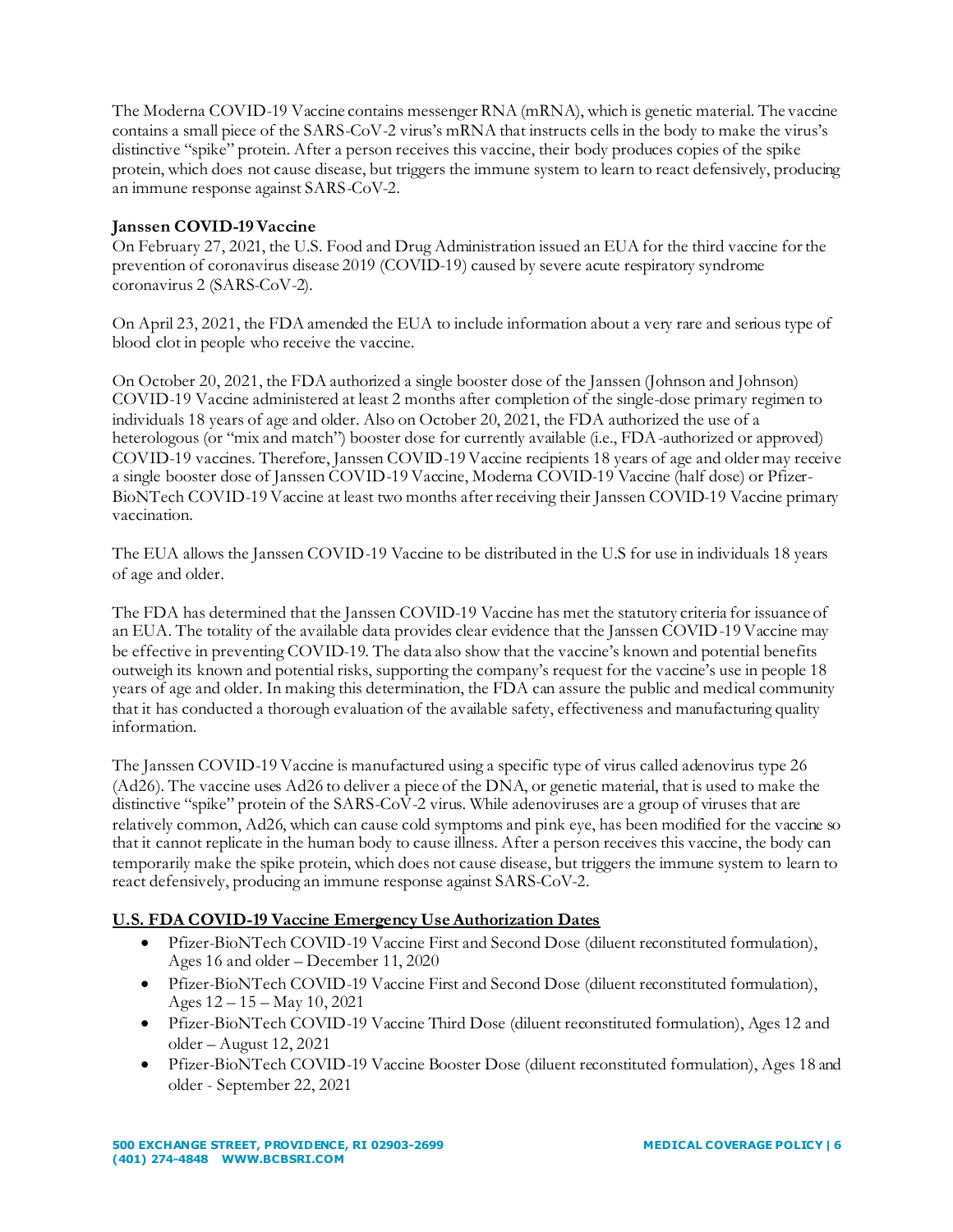The Moderna COVID-19 Vaccine contains messenger RNA (mRNA), which is genetic material. The vaccine contains a small piece of the SARS-CoV-2 virus's mRNA that instructs cells in the body to make the virus's distinctive "spike" protein. After a person receives this vaccine, their body produces copies of the spike protein, which does not cause disease, but triggers the immune system to learn to react defensively, producing an immune response against SARS-CoV-2.

**Janssen COVID-19 Vaccine**

On February 27, 2021, the U.S. Food and Drug Administration issued an EUA for the third vaccine for the prevention of coronavirus disease 2019 (COVID-19) caused by severe acute respiratory syndrome coronavirus 2 (SARS-CoV-2).

On April 23, 2021, the FDA amended the EUA to include information about a very rare and serious type of blood clot in people who receive the vaccine.

On October 20, 2021, the FDA authorized a single booster dose of the Janssen (Johnson and Johnson) COVID-19 Vaccine administered at least 2 months after completion of the single-dose primary regimen to individuals 18 years of age and older. Also on October 20, 2021, the FDA authorized the use of a heterologous (or "mix and match") booster dose for currently available (i.e., FDA-authorized or approved) COVID-19 vaccines. Therefore, Janssen COVID-19 Vaccine recipients 18 years of age and older may receive a single booster dose of Janssen COVID-19 Vaccine, Moderna COVID-19 Vaccine (half dose) or Pfizer-BioNTech COVID-19 Vaccine at least two months after receiving their Janssen COVID-19 Vaccine primary vaccination.

The EUA allows the Janssen COVID-19 Vaccine to be distributed in the U.S for use in individuals 18 years of age and older.

The FDA has determined that the Janssen COVID-19 Vaccine has met the statutory criteria for issuance of an EUA. The totality of the available data provides clear evidence that the Janssen COVID-19 Vaccine may be effective in preventing COVID-19. The data also show that the vaccine's known and potential benefits outweigh its known and potential risks, supporting the company's request for the vaccine's use in people 18 years of age and older. In making this determination, the FDA can assure the public and medical community that it has conducted a thorough evaluation of the available safety, effectiveness and manufacturing quality information.

The Janssen COVID-19 Vaccine is manufactured using a specific type of virus called adenovirus type 26 (Ad26). The vaccine uses Ad26 to deliver a piece of the DNA, or genetic material, that is used to make the distinctive "spike" protein of the SARS-CoV-2 virus. While adenoviruses are a group of viruses that are relatively common, Ad26, which can cause cold symptoms and pink eye, has been modified for the vaccine so that it cannot replicate in the human body to cause illness. After a person receives this vaccine, the body can temporarily make the spike protein, which does not cause disease, but triggers the immune system to learn to react defensively, producing an immune response against SARS-CoV-2.

**U.S. FDA COVID-19 Vaccine Emergency Use Authorization Dates**

- Pfizer-BioNTech COVID-19 Vaccine First and Second Dose (diluent reconstituted formulation), Ages 16 and older – December 11, 2020
- Pfizer-BioNTech COVID-19 Vaccine First and Second Dose (diluent reconstituted formulation), Ages 12 – 15 – May 10, 2021
- Pfizer-BioNTech COVID-19 Vaccine Third Dose (diluent reconstituted formulation), Ages 12 and older – August 12, 2021
- Pfizer-BioNTech COVID-19 Vaccine Booster Dose (diluent reconstituted formulation), Ages 18 and older - September 22, 2021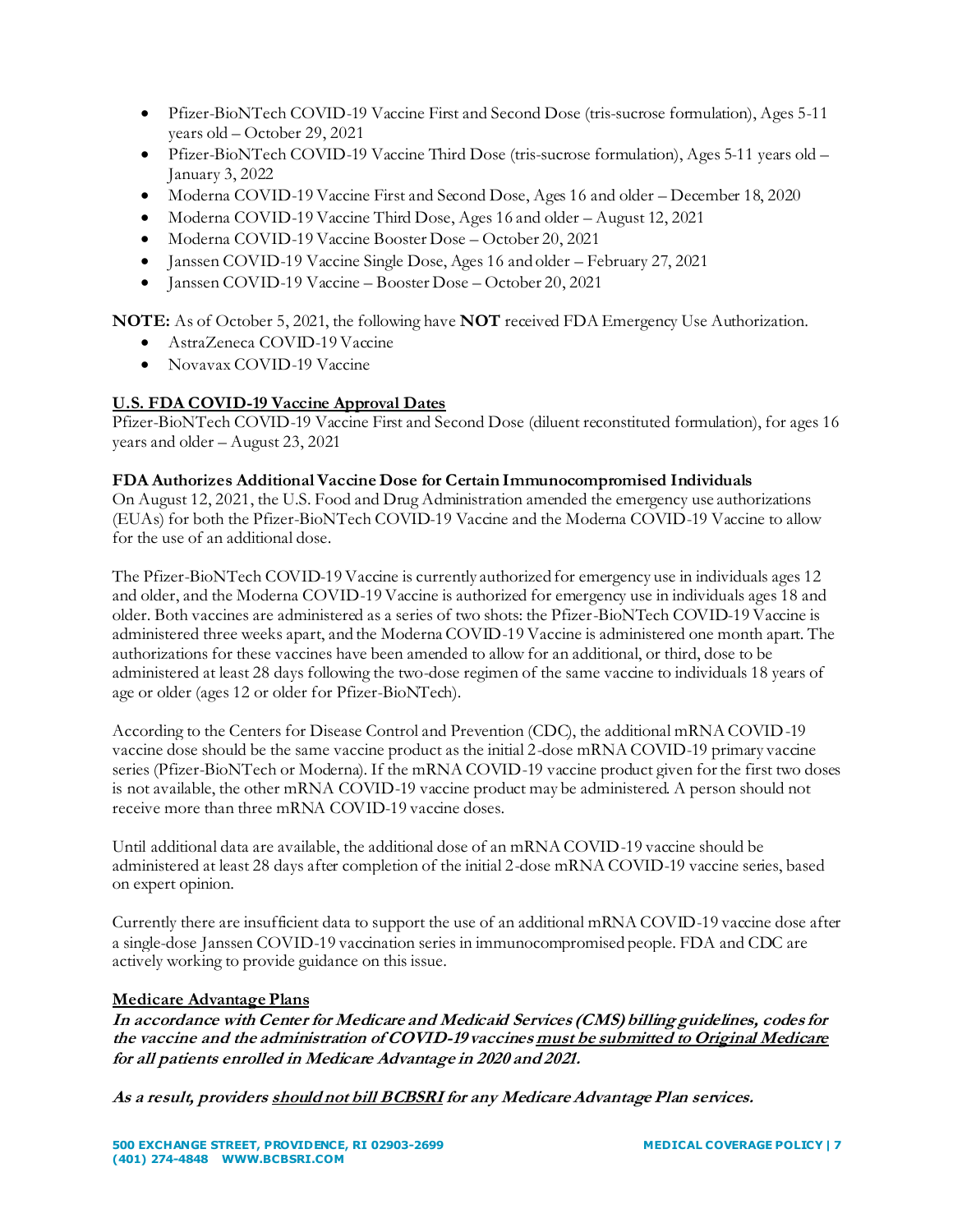- Pfizer-BioNTech COVID-19 Vaccine First and Second Dose (tris-sucrose formulation), Ages 5-11 years old – October 29, 2021
- Pfizer-BioNTech COVID-19 Vaccine Third Dose (tris-sucrose formulation), Ages 5-11 years old – January 3, 2022
- Moderna COVID-19 Vaccine First and Second Dose, Ages 16 and older – December 18, 2020
- Moderna COVID-19 Vaccine Third Dose, Ages 16 and older – August 12, 2021
- Moderna COVID-19 Vaccine Booster Dose – October 20, 2021
- Janssen COVID-19 Vaccine Single Dose, Ages 16 and older – February 27, 2021
- Janssen COVID-19 Vaccine – Booster Dose – October 20, 2021

**NOTE:** As of October 5, 2021, the following have **NOT** received FDA Emergency Use Authorization.

- AstraZeneca COVID-19 Vaccine
- Novavax COVID-19 Vaccine

**U.S. FDA COVID-19 Vaccine Approval Dates**

Pfizer-BioNTech COVID-19 Vaccine First and Second Dose (diluent reconstituted formulation), for ages 16 years and older – August 23, 2021

**FDA Authorizes Additional Vaccine Dose for Certain Immunocompromised Individuals**

On August 12, 2021, the U.S. Food and Drug Administration amended the emergency use authorizations (EUAs) for both the Pfizer-BioNTech COVID-19 Vaccine and the Moderna COVID-19 Vaccine to allow for the use of an additional dose.

The Pfizer-BioNTech COVID-19 Vaccine is currently authorized for emergency use in individuals ages 12 and older, and the Moderna COVID-19 Vaccine is authorized for emergency use in individuals ages 18 and older. Both vaccines are administered as a series of two shots: the Pfizer-BioNTech COVID-19 Vaccine is administered three weeks apart, and the Moderna COVID-19 Vaccine is administered one month apart. The authorizations for these vaccines have been amended to allow for an additional, or third, dose to be administered at least 28 days following the two-dose regimen of the same vaccine to individuals 18 years of age or older (ages 12 or older for Pfizer-BioNTech).

According to the Centers for Disease Control and Prevention (CDC), the additional mRNA COVID-19 vaccine dose should be the same vaccine product as the initial 2-dose mRNA COVID-19 primary vaccine series (Pfizer-BioNTech or Moderna). If the mRNA COVID-19 vaccine product given for the first two doses is not available, the other mRNA COVID-19 vaccine product may be administered. A person should not receive more than three mRNA COVID-19 vaccine doses.

Until additional data are available, the additional dose of an mRNA COVID-19 vaccine should be administered at least 28 days after completion of the initial 2-dose mRNA COVID-19 vaccine series, based on expert opinion.

Currently there are insufficient data to support the use of an additional mRNA COVID-19 vaccine dose after a single-dose Janssen COVID-19 vaccination series in immunocompromised people. FDA and CDC are actively working to provide guidance on this issue.

**Medicare Advantage Plans**

***In accordance with Center for Medicare and Medicaid Services (CMS) billing guidelines, codes for the vaccine and the administration of COVID-19 vaccines <u>must be submitted to Original Medicare</u> for all patients enrolled in Medicare Advantage in 2020 and 2021.***

***As a result, providers <u>should not bill BCBSRI</u> for any Medicare Advantage Plan services.***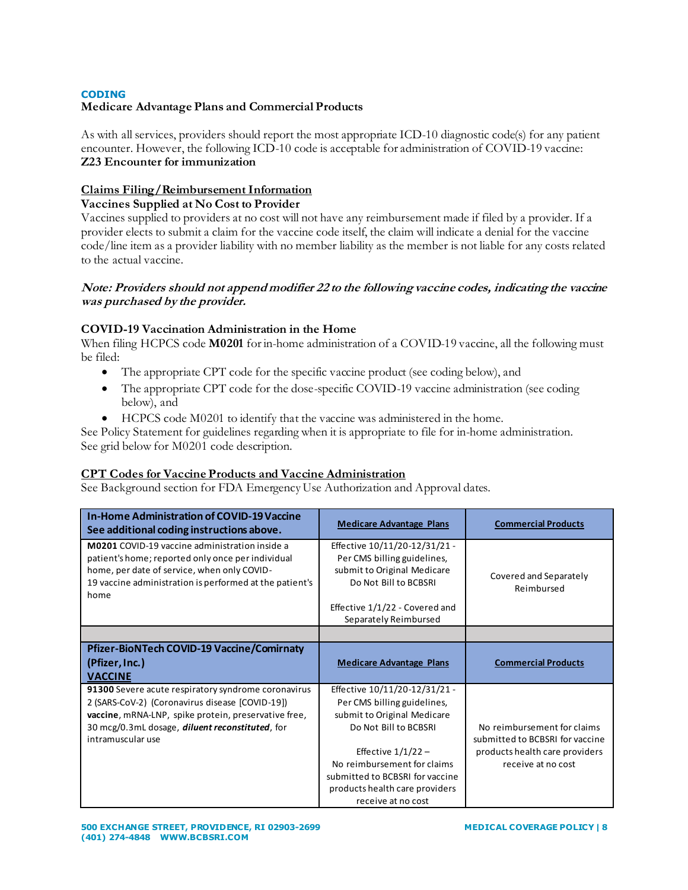## CODING

**Medicare Advantage Plans and Commercial Products**

As with all services, providers should report the most appropriate ICD-10 diagnostic code(s) for any patient encounter. However, the following ICD-10 code is acceptable for administration of COVID-19 vaccine:
**Z23 Encounter for immunization**

### Claims Filing/Reimbursement Information

**Vaccines Supplied at No Cost to Provider**

Vaccines supplied to providers at no cost will not have any reimbursement made if filed by a provider. If a provider elects to submit a claim for the vaccine code itself, the claim will indicate a denial for the vaccine code/line item as a provider liability with no member liability as the member is not liable for any costs related to the actual vaccine.

***Note: Providers should not append modifier 22 to the following vaccine codes, indicating the vaccine was purchased by the provider.***

**COVID-19 Vaccination Administration in the Home**

When filing HCPCS code **M0201** for in-home administration of a COVID-19 vaccine, all the following must be filed:

- The appropriate CPT code for the specific vaccine product (see coding below), and
- The appropriate CPT code for the dose-specific COVID-19 vaccine administration (see coding below), and
- HCPCS code M0201 to identify that the vaccine was administered in the home.

See Policy Statement for guidelines regarding when it is appropriate to file for in-home administration.
See grid below for M0201 code description.

### CPT Codes for Vaccine Products and Vaccine Administration

See Background section for FDA Emergency Use Authorization and Approval dates.

| **In-Home Administration of COVID-19 Vaccine See additional coding instructions above.** | **Medicare Advantage Plans** | **Commercial Products** |
|---|---|---|
| **M0201** COVID-19 vaccine administration inside a patient's home; reported only once per individual home, per date of service, when only COVID-19 vaccine administration is performed at the patient's home | Effective 10/11/20-12/31/21 - Per CMS billing guidelines, submit to Original Medicare Do Not Bill to BCBSRI<br><br>Effective 1/1/22 - Covered and Separately Reimbursed | Covered and Separately Reimbursed |
| | | |
| **Pfizer-BioNTech COVID-19 Vaccine/Comirnaty (Pfizer, Inc.) VACCINE** | **Medicare Advantage Plans** | **Commercial Products** |
| **91300** Severe acute respiratory syndrome coronavirus 2 (SARS-CoV-2) (Coronavirus disease [COVID-19]) **vaccine**, mRNA-LNP, spike protein, preservative free, 30 mcg/0.3mL dosage, ***diluent reconstituted***, for intramuscular use | Effective 10/11/20-12/31/21 - Per CMS billing guidelines, submit to Original Medicare Do Not Bill to BCBSRI<br><br>Effective 1/1/22 – No reimbursement for claims submitted to BCBSRI for vaccine products health care providers receive at no cost | No reimbursement for claims submitted to BCBSRI for vaccine products health care providers receive at no cost |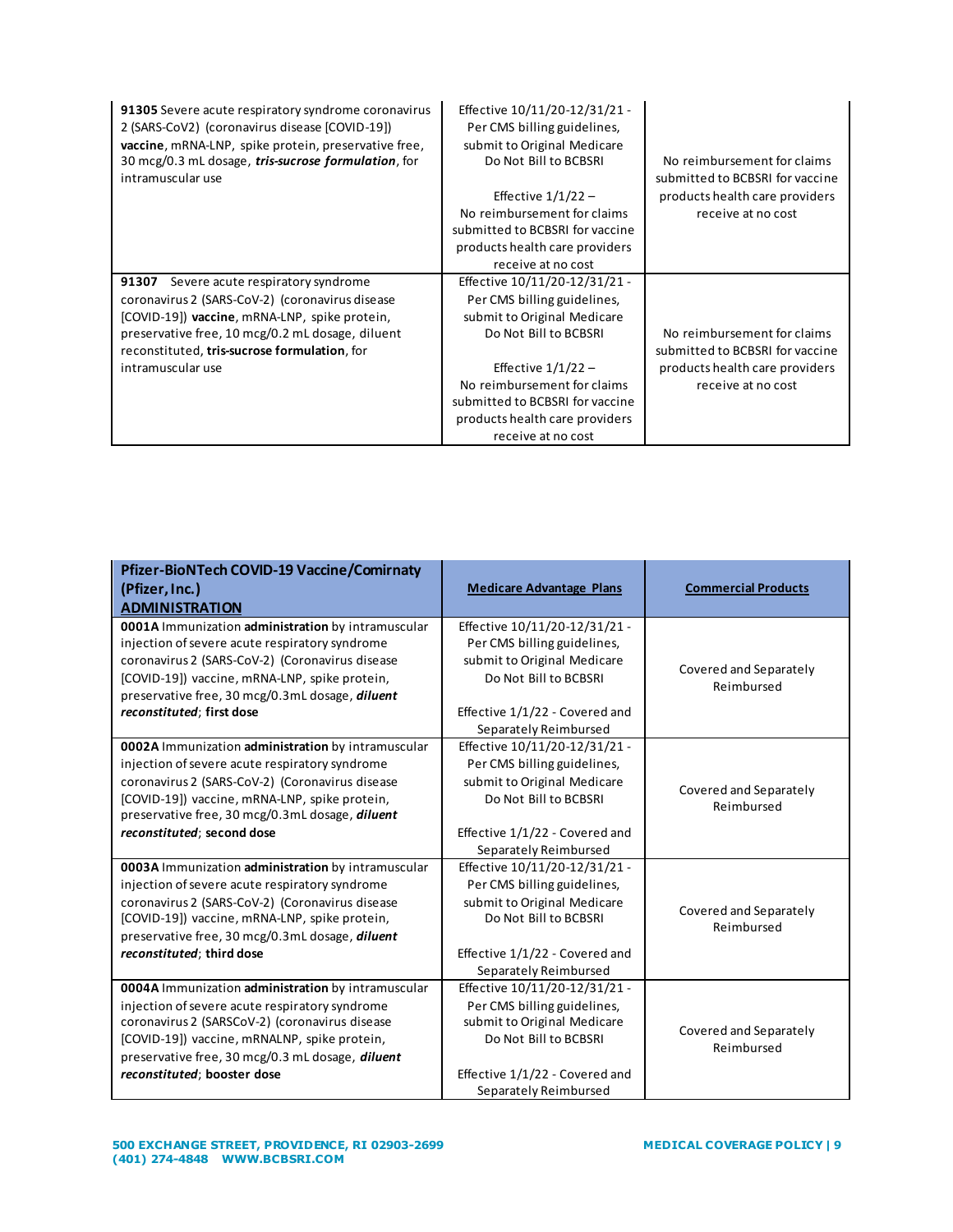| | | |
|---|---|---|
| **91305** Severe acute respiratory syndrome coronavirus 2 (SARS-CoV2) (coronavirus disease [COVID-19]) **vaccine**, mRNA-LNP, spike protein, preservative free, 30 mcg/0.3 mL dosage, ***tris-sucrose formulation***, for intramuscular use | Effective 10/11/20-12/31/21 - Per CMS billing guidelines, submit to Original Medicare Do Not Bill to BCBSRI<br><br>Effective 1/1/22 – No reimbursement for claims submitted to BCBSRI for vaccine products health care providers receive at no cost | No reimbursement for claims submitted to BCBSRI for vaccine products health care providers receive at no cost |
| **91307** Severe acute respiratory syndrome coronavirus 2 (SARS-CoV-2) (coronavirus disease [COVID-19]) **vaccine**, mRNA-LNP, spike protein, preservative free, 10 mcg/0.2 mL dosage, diluent reconstituted, **tris-sucrose formulation**, for intramuscular use | Effective 10/11/20-12/31/21 - Per CMS billing guidelines, submit to Original Medicare Do Not Bill to BCBSRI<br><br>Effective 1/1/22 – No reimbursement for claims submitted to BCBSRI for vaccine products health care providers receive at no cost | No reimbursement for claims submitted to BCBSRI for vaccine products health care providers receive at no cost |

| **Pfizer-BioNTech COVID-19 Vaccine/Comirnaty (Pfizer, Inc.) ADMINISTRATION** | **Medicare Advantage Plans** | **Commercial Products** |
|---|---|---|
| **0001A** Immunization **administration** by intramuscular injection of severe acute respiratory syndrome coronavirus 2 (SARS-CoV-2) (Coronavirus disease [COVID-19]) vaccine, mRNA-LNP, spike protein, preservative free, 30 mcg/0.3mL dosage, ***diluent reconstituted***; **first dose** | Effective 10/11/20-12/31/21 - Per CMS billing guidelines, submit to Original Medicare Do Not Bill to BCBSRI<br><br>Effective 1/1/22 - Covered and Separately Reimbursed | Covered and Separately Reimbursed |
| **0002A** Immunization **administration** by intramuscular injection of severe acute respiratory syndrome coronavirus 2 (SARS-CoV-2) (Coronavirus disease [COVID-19]) vaccine, mRNA-LNP, spike protein, preservative free, 30 mcg/0.3mL dosage, ***diluent reconstituted***; **second dose** | Effective 10/11/20-12/31/21 - Per CMS billing guidelines, submit to Original Medicare Do Not Bill to BCBSRI<br><br>Effective 1/1/22 - Covered and Separately Reimbursed | Covered and Separately Reimbursed |
| **0003A** Immunization **administration** by intramuscular injection of severe acute respiratory syndrome coronavirus 2 (SARS-CoV-2) (Coronavirus disease [COVID-19]) vaccine, mRNA-LNP, spike protein, preservative free, 30 mcg/0.3mL dosage, ***diluent reconstituted***; **third dose** | Effective 10/11/20-12/31/21 - Per CMS billing guidelines, submit to Original Medicare Do Not Bill to BCBSRI<br><br>Effective 1/1/22 - Covered and Separately Reimbursed | Covered and Separately Reimbursed |
| **0004A** Immunization **administration** by intramuscular injection of severe acute respiratory syndrome coronavirus 2 (SARSCoV-2) (coronavirus disease [COVID-19]) vaccine, mRNALNP, spike protein, preservative free, 30 mcg/0.3 mL dosage, ***diluent reconstituted***; **booster dose** | Effective 10/11/20-12/31/21 - Per CMS billing guidelines, submit to Original Medicare Do Not Bill to BCBSRI<br><br>Effective 1/1/22 - Covered and Separately Reimbursed | Covered and Separately Reimbursed |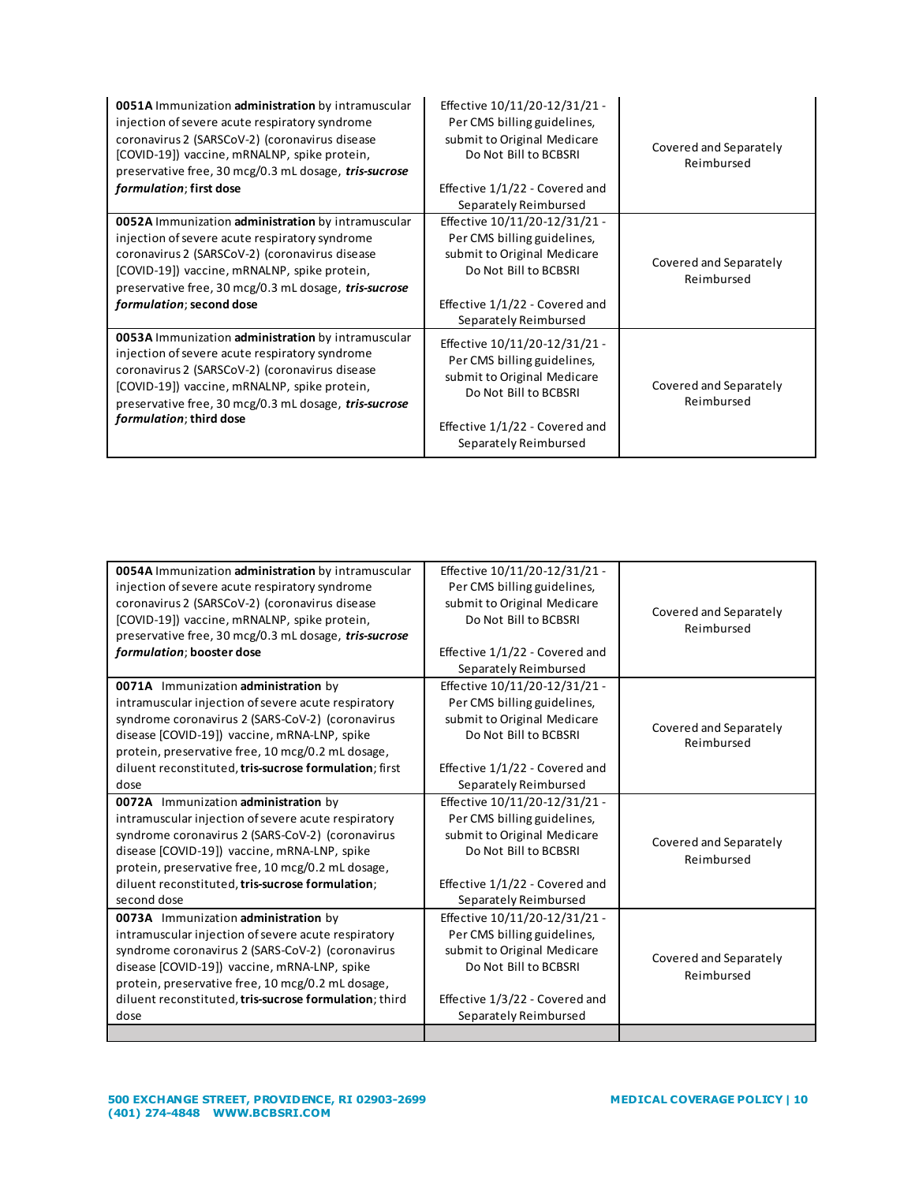| | | |
|---|---|---|
| **0051A** Immunization **administration** by intramuscular injection of severe acute respiratory syndrome coronavirus 2 (SARSCoV-2) (coronavirus disease [COVID-19]) vaccine, mRNALNP, spike protein, preservative free, 30 mcg/0.3 mL dosage, ***tris-sucrose formulation***; **first dose** | Effective 10/11/20-12/31/21 - Per CMS billing guidelines, submit to Original Medicare Do Not Bill to BCBSRI<br><br>Effective 1/1/22 - Covered and Separately Reimbursed | Covered and Separately Reimbursed |
| **0052A** Immunization **administration** by intramuscular injection of severe acute respiratory syndrome coronavirus 2 (SARSCoV-2) (coronavirus disease [COVID-19]) vaccine, mRNALNP, spike protein, preservative free, 30 mcg/0.3 mL dosage, ***tris-sucrose formulation***; **second dose** | Effective 10/11/20-12/31/21 - Per CMS billing guidelines, submit to Original Medicare Do Not Bill to BCBSRI<br><br>Effective 1/1/22 - Covered and Separately Reimbursed | Covered and Separately Reimbursed |
| **0053A** Immunization **administration** by intramuscular injection of severe acute respiratory syndrome coronavirus 2 (SARSCoV-2) (coronavirus disease [COVID-19]) vaccine, mRNALNP, spike protein, preservative free, 30 mcg/0.3 mL dosage, ***tris-sucrose formulation***; **third dose** | Effective 10/11/20-12/31/21 - Per CMS billing guidelines, submit to Original Medicare Do Not Bill to BCBSRI<br><br>Effective 1/1/22 - Covered and Separately Reimbursed | Covered and Separately Reimbursed |
| **0054A** Immunization **administration** by intramuscular injection of severe acute respiratory syndrome coronavirus 2 (SARSCoV-2) (coronavirus disease [COVID-19]) vaccine, mRNALNP, spike protein, preservative free, 30 mcg/0.3 mL dosage, ***tris-sucrose formulation***; **booster dose** | Effective 10/11/20-12/31/21 - Per CMS billing guidelines, submit to Original Medicare Do Not Bill to BCBSRI<br><br>Effective 1/1/22 - Covered and Separately Reimbursed | Covered and Separately Reimbursed |
| **0071A** Immunization **administration** by intramuscular injection of severe acute respiratory syndrome coronavirus 2 (SARS-CoV-2) (coronavirus disease [COVID-19]) vaccine, mRNA-LNP, spike protein, preservative free, 10 mcg/0.2 mL dosage, diluent reconstituted, **tris-sucrose formulation**; first dose | Effective 10/11/20-12/31/21 - Per CMS billing guidelines, submit to Original Medicare Do Not Bill to BCBSRI<br><br>Effective 1/1/22 - Covered and Separately Reimbursed | Covered and Separately Reimbursed |
| **0072A** Immunization **administration** by intramuscular injection of severe acute respiratory syndrome coronavirus 2 (SARS-CoV-2) (coronavirus disease [COVID-19]) vaccine, mRNA-LNP, spike protein, preservative free, 10 mcg/0.2 mL dosage, diluent reconstituted, **tris-sucrose formulation**; second dose | Effective 10/11/20-12/31/21 - Per CMS billing guidelines, submit to Original Medicare Do Not Bill to BCBSRI<br><br>Effective 1/1/22 - Covered and Separately Reimbursed | Covered and Separately Reimbursed |
| **0073A** Immunization **administration** by intramuscular injection of severe acute respiratory syndrome coronavirus 2 (SARS-CoV-2) (coronavirus disease [COVID-19]) vaccine, mRNA-LNP, spike protein, preservative free, 10 mcg/0.2 mL dosage, diluent reconstituted, **tris-sucrose formulation**; third dose | Effective 10/11/20-12/31/21 - Per CMS billing guidelines, submit to Original Medicare Do Not Bill to BCBSRI<br><br>Effective 1/3/22 - Covered and Separately Reimbursed | Covered and Separately Reimbursed |
| | | |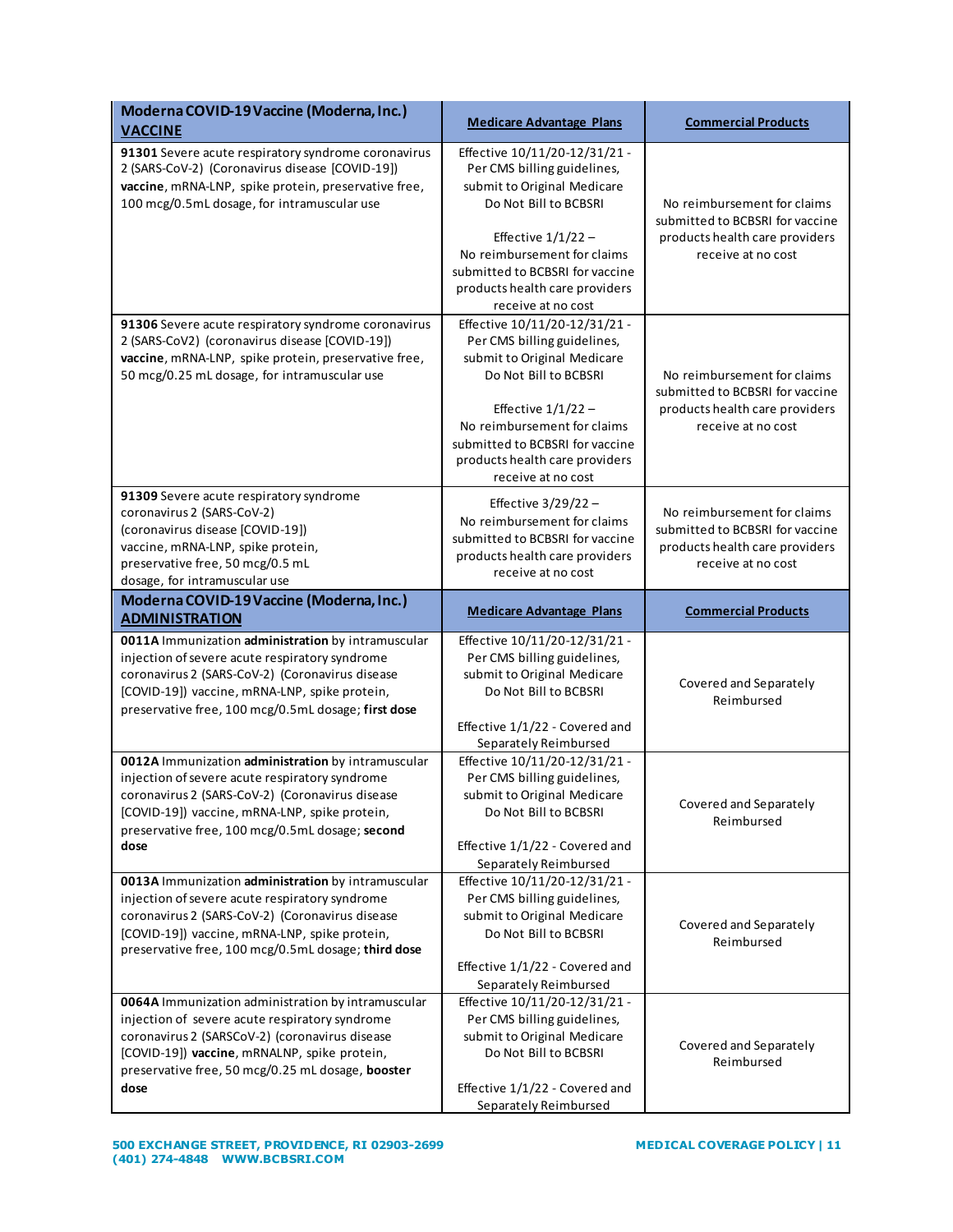| **Moderna COVID-19 Vaccine (Moderna, Inc.) VACCINE** | **Medicare Advantage Plans** | **Commercial Products** |
|---|---|---|
| **91301** Severe acute respiratory syndrome coronavirus 2 (SARS-CoV-2) (Coronavirus disease [COVID-19]) **vaccine**, mRNA-LNP, spike protein, preservative free, 100 mcg/0.5mL dosage, for intramuscular use | Effective 10/11/20-12/31/21 - Per CMS billing guidelines, submit to Original Medicare Do Not Bill to BCBSRI<br><br>Effective 1/1/22 – No reimbursement for claims submitted to BCBSRI for vaccine products health care providers receive at no cost | No reimbursement for claims submitted to BCBSRI for vaccine products health care providers receive at no cost |
| **91306** Severe acute respiratory syndrome coronavirus 2 (SARS-CoV2) (coronavirus disease [COVID-19]) **vaccine**, mRNA-LNP, spike protein, preservative free, 50 mcg/0.25 mL dosage, for intramuscular use | Effective 10/11/20-12/31/21 - Per CMS billing guidelines, submit to Original Medicare Do Not Bill to BCBSRI<br><br>Effective 1/1/22 – No reimbursement for claims submitted to BCBSRI for vaccine products health care providers receive at no cost | No reimbursement for claims submitted to BCBSRI for vaccine products health care providers receive at no cost |
| **91309** Severe acute respiratory syndrome coronavirus 2 (SARS-CoV-2) (coronavirus disease [COVID-19]) vaccine, mRNA-LNP, spike protein, preservative free, 50 mcg/0.5 mL dosage, for intramuscular use | Effective 3/29/22 – No reimbursement for claims submitted to BCBSRI for vaccine products health care providers receive at no cost | No reimbursement for claims submitted to BCBSRI for vaccine products health care providers receive at no cost |
| **Moderna COVID-19 Vaccine (Moderna, Inc.) ADMINISTRATION** | **Medicare Advantage Plans** | **Commercial Products** |
| **0011A** Immunization **administration** by intramuscular injection of severe acute respiratory syndrome coronavirus 2 (SARS-CoV-2) (Coronavirus disease [COVID-19]) vaccine, mRNA-LNP, spike protein, preservative free, 100 mcg/0.5mL dosage; **first dose** | Effective 10/11/20-12/31/21 - Per CMS billing guidelines, submit to Original Medicare Do Not Bill to BCBSRI<br><br>Effective 1/1/22 - Covered and Separately Reimbursed | Covered and Separately Reimbursed |
| **0012A** Immunization **administration** by intramuscular injection of severe acute respiratory syndrome coronavirus 2 (SARS-CoV-2) (Coronavirus disease [COVID-19]) vaccine, mRNA-LNP, spike protein, preservative free, 100 mcg/0.5mL dosage; **second dose** | Effective 10/11/20-12/31/21 - Per CMS billing guidelines, submit to Original Medicare Do Not Bill to BCBSRI<br><br>Effective 1/1/22 - Covered and Separately Reimbursed | Covered and Separately Reimbursed |
| **0013A** Immunization **administration** by intramuscular injection of severe acute respiratory syndrome coronavirus 2 (SARS-CoV-2) (Coronavirus disease [COVID-19]) vaccine, mRNA-LNP, spike protein, preservative free, 100 mcg/0.5mL dosage; **third dose** | Effective 10/11/20-12/31/21 - Per CMS billing guidelines, submit to Original Medicare Do Not Bill to BCBSRI<br><br>Effective 1/1/22 - Covered and Separately Reimbursed | Covered and Separately Reimbursed |
| **0064A** Immunization administration by intramuscular injection of severe acute respiratory syndrome coronavirus 2 (SARSCoV-2) (coronavirus disease [COVID-19]) **vaccine**, mRNALNP, spike protein, preservative free, 50 mcg/0.25 mL dosage, **booster dose** | Effective 10/11/20-12/31/21 - Per CMS billing guidelines, submit to Original Medicare Do Not Bill to BCBSRI<br><br>Effective 1/1/22 - Covered and Separately Reimbursed | Covered and Separately Reimbursed |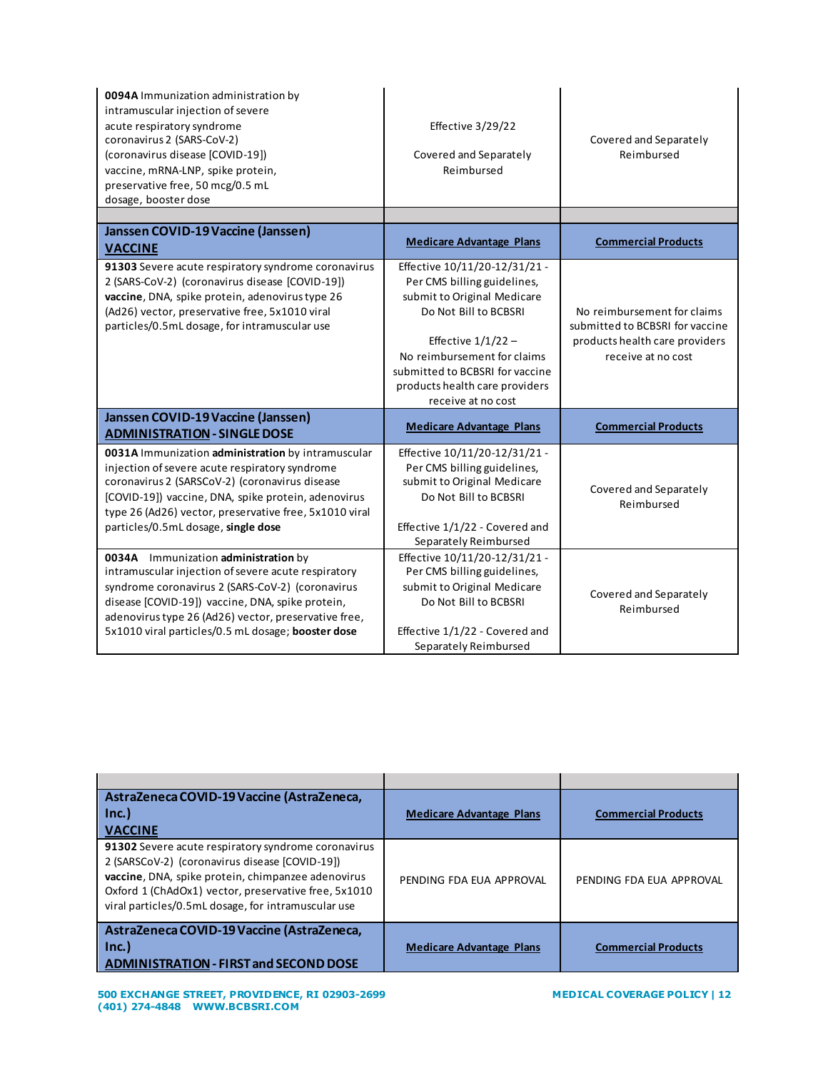| | | |
|---|---|---|
| **0094A** Immunization administration by intramuscular injection of severe acute respiratory syndrome coronavirus 2 (SARS-CoV-2) (coronavirus disease [COVID-19]) vaccine, mRNA-LNP, spike protein, preservative free, 50 mcg/0.5 mL dosage, booster dose | Effective 3/29/22<br><br>Covered and Separately Reimbursed | Covered and Separately Reimbursed |
| | | |
| **Janssen COVID-19 Vaccine (Janssen) VACCINE** | **Medicare Advantage Plans** | **Commercial Products** |
| **91303** Severe acute respiratory syndrome coronavirus 2 (SARS-CoV-2) (coronavirus disease [COVID-19]) **vaccine**, DNA, spike protein, adenovirus type 26 (Ad26) vector, preservative free, 5x1010 viral particles/0.5mL dosage, for intramuscular use | Effective 10/11/20-12/31/21 - Per CMS billing guidelines, submit to Original Medicare Do Not Bill to BCBSRI<br><br>Effective 1/1/22 – No reimbursement for claims submitted to BCBSRI for vaccine products health care providers receive at no cost | No reimbursement for claims submitted to BCBSRI for vaccine products health care providers receive at no cost |
| **Janssen COVID-19 Vaccine (Janssen) ADMINISTRATION - SINGLE DOSE** | **Medicare Advantage Plans** | **Commercial Products** |
| **0031A** Immunization **administration** by intramuscular injection of severe acute respiratory syndrome coronavirus 2 (SARSCoV-2) (coronavirus disease [COVID-19]) vaccine, DNA, spike protein, adenovirus type 26 (Ad26) vector, preservative free, 5x1010 viral particles/0.5mL dosage, **single dose** | Effective 10/11/20-12/31/21 - Per CMS billing guidelines, submit to Original Medicare Do Not Bill to BCBSRI<br><br>Effective 1/1/22 - Covered and Separately Reimbursed | Covered and Separately Reimbursed |
| **0034A** Immunization **administration** by intramuscular injection of severe acute respiratory syndrome coronavirus 2 (SARS-CoV-2) (coronavirus disease [COVID-19]) vaccine, DNA, spike protein, adenovirus type 26 (Ad26) vector, preservative free, 5x1010 viral particles/0.5 mL dosage; **booster dose** | Effective 10/11/20-12/31/21 - Per CMS billing guidelines, submit to Original Medicare Do Not Bill to BCBSRI<br><br>Effective 1/1/22 - Covered and Separately Reimbursed | Covered and Separately Reimbursed |

| | | |
|---|---|---|
| | | |
| **AstraZeneca COVID-19 Vaccine (AstraZeneca, Inc.) VACCINE** | **Medicare Advantage Plans** | **Commercial Products** |
| **91302** Severe acute respiratory syndrome coronavirus 2 (SARSCoV-2) (coronavirus disease [COVID-19]) **vaccine**, DNA, spike protein, chimpanzee adenovirus Oxford 1 (ChAdOx1) vector, preservative free, 5x1010 viral particles/0.5mL dosage, for intramuscular use | PENDING FDA EUA APPROVAL | PENDING FDA EUA APPROVAL |
| **AstraZeneca COVID-19 Vaccine (AstraZeneca, Inc.) ADMINISTRATION - FIRST and SECOND DOSE** | **Medicare Advantage Plans** | **Commercial Products** |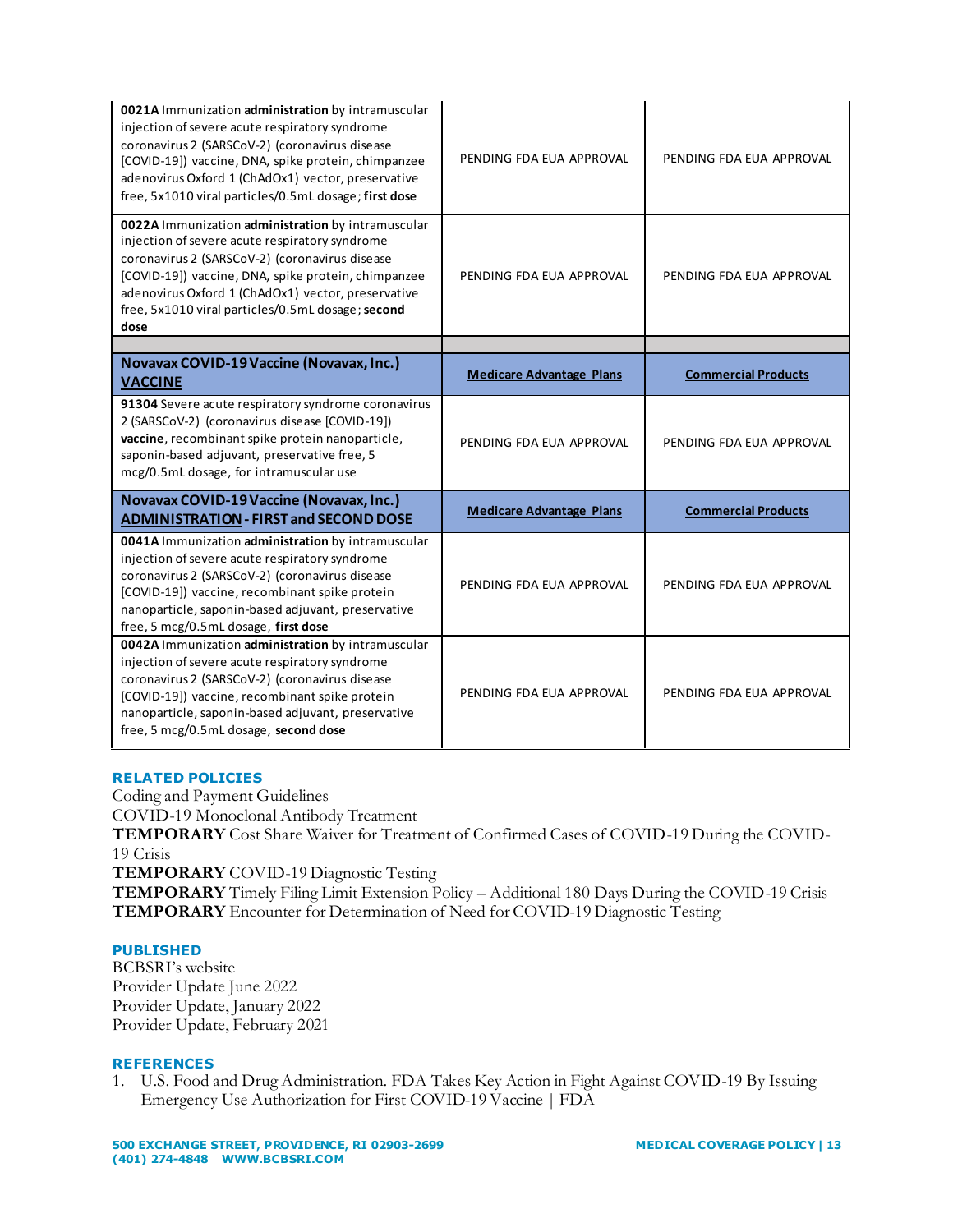| | | |
|---|---|---|
| **0021A** Immunization **administration** by intramuscular injection of severe acute respiratory syndrome coronavirus 2 (SARSCoV-2) (coronavirus disease [COVID-19]) vaccine, DNA, spike protein, chimpanzee adenovirus Oxford 1 (ChAdOx1) vector, preservative free, 5x1010 viral particles/0.5mL dosage; **first dose** | PENDING FDA EUA APPROVAL | PENDING FDA EUA APPROVAL |
| **0022A** Immunization **administration** by intramuscular injection of severe acute respiratory syndrome coronavirus 2 (SARSCoV-2) (coronavirus disease [COVID-19]) vaccine, DNA, spike protein, chimpanzee adenovirus Oxford 1 (ChAdOx1) vector, preservative free, 5x1010 viral particles/0.5mL dosage; **second dose** | PENDING FDA EUA APPROVAL | PENDING FDA EUA APPROVAL |
| | | |
| **Novavax COVID-19 Vaccine (Novavax, Inc.) VACCINE** | **Medicare Advantage Plans** | **Commercial Products** |
| **91304** Severe acute respiratory syndrome coronavirus 2 (SARSCoV-2) (coronavirus disease [COVID-19]) **vaccine**, recombinant spike protein nanoparticle, saponin-based adjuvant, preservative free, 5 mcg/0.5mL dosage, for intramuscular use | PENDING FDA EUA APPROVAL | PENDING FDA EUA APPROVAL |
| **Novavax COVID-19 Vaccine (Novavax, Inc.) ADMINISTRATION - FIRST and SECOND DOSE** | **Medicare Advantage Plans** | **Commercial Products** |
| **0041A** Immunization **administration** by intramuscular injection of severe acute respiratory syndrome coronavirus 2 (SARSCoV-2) (coronavirus disease [COVID-19]) vaccine, recombinant spike protein nanoparticle, saponin-based adjuvant, preservative free, 5 mcg/0.5mL dosage, **first dose** | PENDING FDA EUA APPROVAL | PENDING FDA EUA APPROVAL |
| **0042A** Immunization **administration** by intramuscular injection of severe acute respiratory syndrome coronavirus 2 (SARSCoV-2) (coronavirus disease [COVID-19]) vaccine, recombinant spike protein nanoparticle, saponin-based adjuvant, preservative free, 5 mcg/0.5mL dosage, **second dose** | PENDING FDA EUA APPROVAL | PENDING FDA EUA APPROVAL |

## RELATED POLICIES

Coding and Payment Guidelines  
COVID-19 Monoclonal Antibody Treatment  
**TEMPORARY** Cost Share Waiver for Treatment of Confirmed Cases of COVID-19 During the COVID-19 Crisis  
**TEMPORARY** COVID-19 Diagnostic Testing  
**TEMPORARY** Timely Filing Limit Extension Policy – Additional 180 Days During the COVID-19 Crisis  
**TEMPORARY** Encounter for Determination of Need for COVID-19 Diagnostic Testing

## PUBLISHED

BCBSRI's website  
Provider Update June 2022  
Provider Update, January 2022  
Provider Update, February 2021

## REFERENCES

1. U.S. Food and Drug Administration. FDA Takes Key Action in Fight Against COVID-19 By Issuing Emergency Use Authorization for First COVID-19 Vaccine | FDA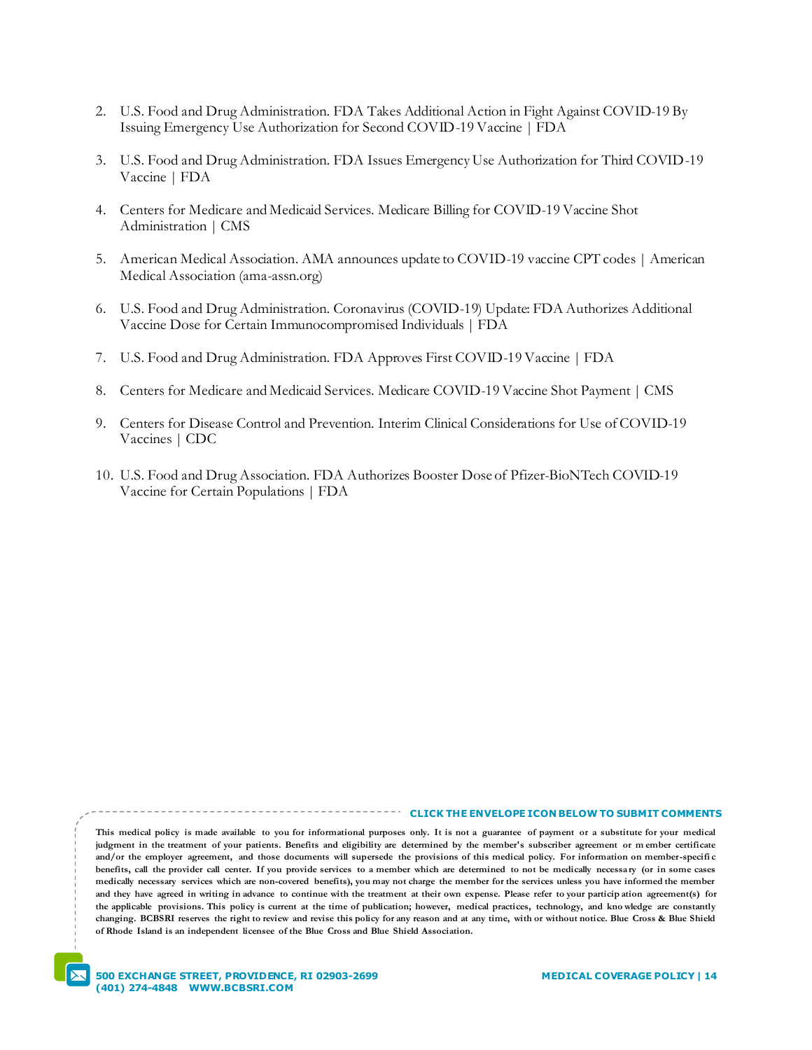2. U.S. Food and Drug Administration. FDA Takes Additional Action in Fight Against COVID-19 By Issuing Emergency Use Authorization for Second COVID-19 Vaccine | FDA

3. U.S. Food and Drug Administration. FDA Issues Emergency Use Authorization for Third COVID-19 Vaccine | FDA

4. Centers for Medicare and Medicaid Services. Medicare Billing for COVID-19 Vaccine Shot Administration | CMS

5. American Medical Association. AMA announces update to COVID-19 vaccine CPT codes | American Medical Association (ama-assn.org)

6. U.S. Food and Drug Administration. Coronavirus (COVID-19) Update: FDA Authorizes Additional Vaccine Dose for Certain Immunocompromised Individuals | FDA

7. U.S. Food and Drug Administration. FDA Approves First COVID-19 Vaccine | FDA

8. Centers for Medicare and Medicaid Services. Medicare COVID-19 Vaccine Shot Payment | CMS

9. Centers for Disease Control and Prevention. Interim Clinical Considerations for Use of COVID-19 Vaccines | CDC

10. U.S. Food and Drug Association. FDA Authorizes Booster Dose of Pfizer-BioNTech COVID-19 Vaccine for Certain Populations | FDA

CLICK THE ENVELOPE ICON BELOW TO SUBMIT COMMENTS

**This medical policy is made available to you for informational purposes only. It is not a guarantee of payment or a substitute for your medical judgment in the treatment of your patients. Benefits and eligibility are determined by the member's subscriber agreement or member certificate and/or the employer agreement, and those documents will supersede the provisions of this medical policy. For information on member-specific benefits, call the provider call center. If you provide services to a member which are determined to not be medically necessary (or in some cases medically necessary services which are non-covered benefits), you may not charge the member for the services unless you have informed the member and they have agreed in writing in advance to continue with the treatment at their own expense. Please refer to your participation agreement(s) for the applicable provisions. This policy is current at the time of publication; however, medical practices, technology, and knowledge are constantly changing. BCBSRI reserves the right to review and revise this policy for any reason and at any time, with or without notice. Blue Cross & Blue Shield of Rhode Island is an independent licensee of the Blue Cross and Blue Shield Association.**

500 EXCHANGE STREET, PROVIDENCE, RI 02903-2699
(401) 274-4848 WWW.BCBSRI.COM